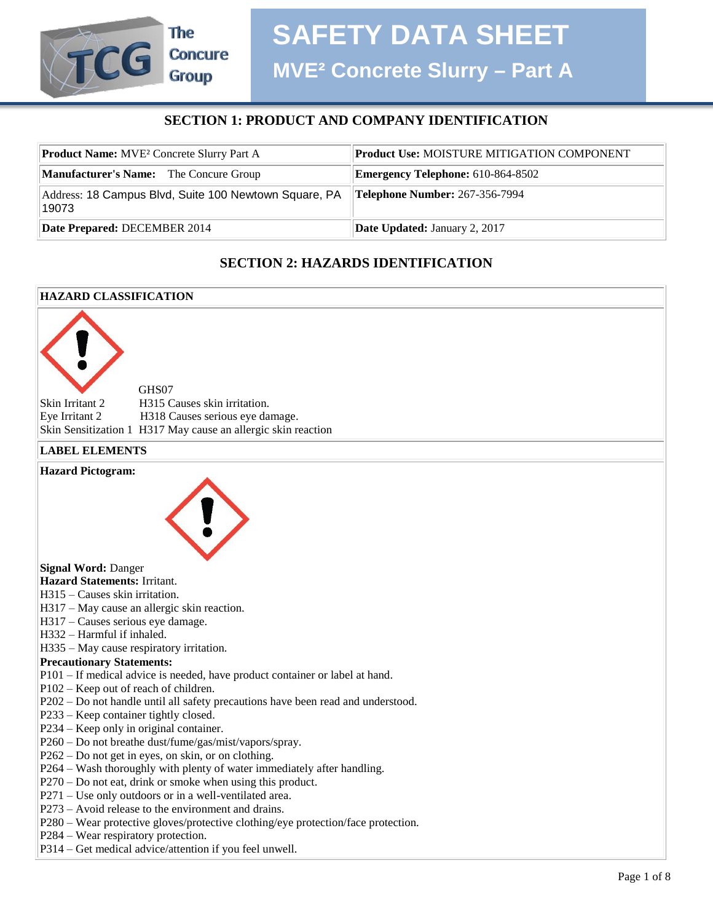# SAFETY DATA SHEET

## MVE² Concrete Slurry – Part A

The Concure Group

### SECTION 1: PRODUCT AND COMPANY IDENTIFICATION

| | |
|---|---|
| **Product Name:** MVE² Concrete Slurry Part A | **Product Use:** MOISTURE MITIGATION COMPONENT |
| **Manufacturer's Name:** The Concure Group | **Emergency Telephone:** 610-864-8502 |
| Address: 18 Campus Blvd, Suite 100 Newtown Square, PA 19073 | **Telephone Number:** 267-356-7994 |
| **Date Prepared:** DECEMBER 2014 | **Date Updated:** January 2, 2017 |

### SECTION 2: HAZARDS IDENTIFICATION

**HAZARD CLASSIFICATION**

GHS07

Skin Irritant 2 H315 Causes skin irritation.
Eye Irritant 2 H318 Causes serious eye damage.
Skin Sensitization 1 H317 May cause an allergic skin reaction

**LABEL ELEMENTS**

**Hazard Pictogram:**

**Signal Word:** Danger
**Hazard Statements:** Irritant.
H315 – Causes skin irritation.
H317 – May cause an allergic skin reaction.
H317 – Causes serious eye damage.
H332 – Harmful if inhaled.
H335 – May cause respiratory irritation.
**Precautionary Statements:**
P101 – If medical advice is needed, have product container or label at hand.
P102 – Keep out of reach of children.
P202 – Do not handle until all safety precautions have been read and understood.
P233 – Keep container tightly closed.
P234 – Keep only in original container.
P260 – Do not breathe dust/fume/gas/mist/vapors/spray.
P262 – Do not get in eyes, on skin, or on clothing.
P264 – Wash thoroughly with plenty of water immediately after handling.
P270 – Do not eat, drink or smoke when using this product.
P271 – Use only outdoors or in a well-ventilated area.
P273 – Avoid release to the environment and drains.
P280 – Wear protective gloves/protective clothing/eye protection/face protection.
P284 – Wear respiratory protection.
P314 – Get medical advice/attention if you feel unwell.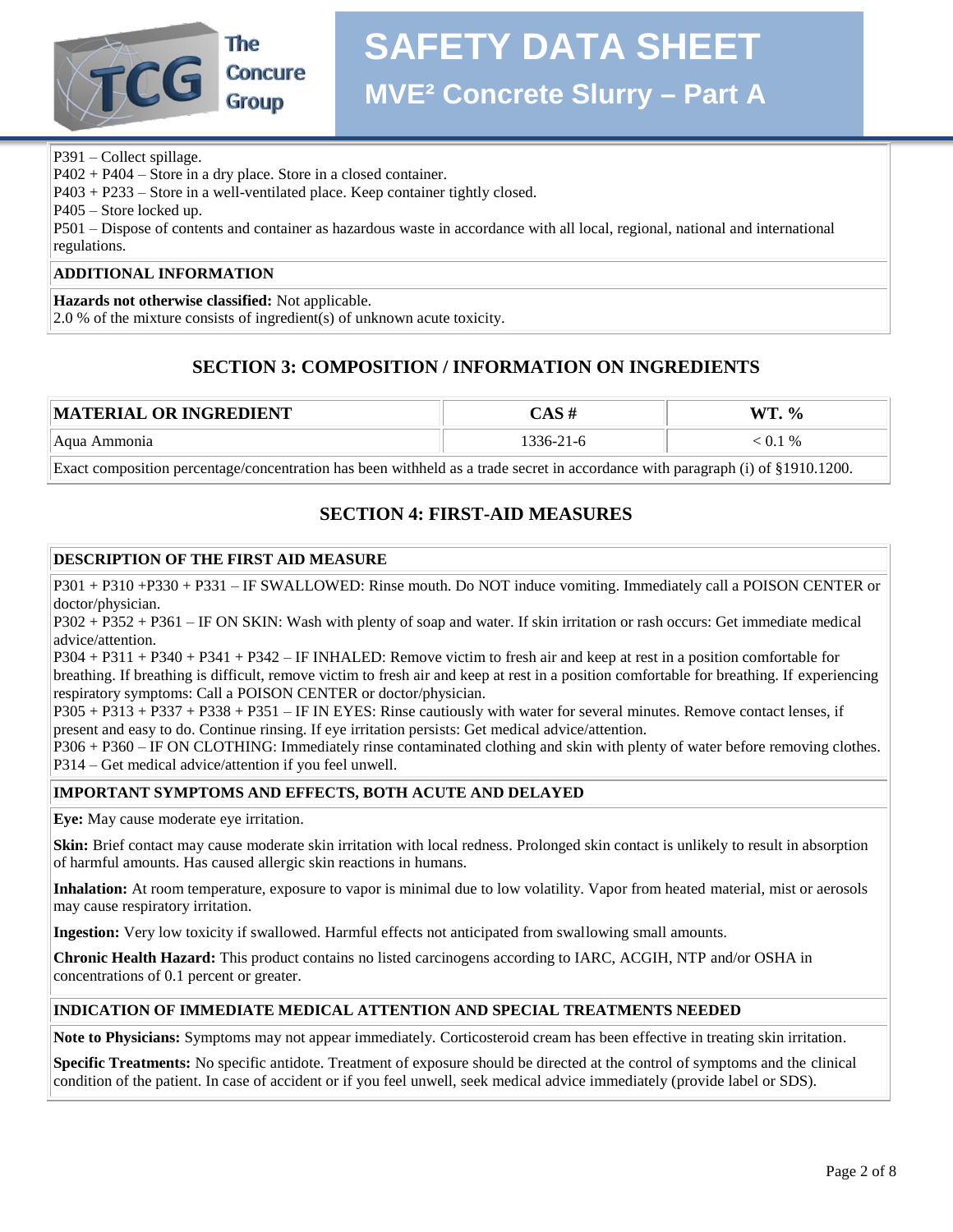P391 – Collect spillage.
P402 + P404 – Store in a dry place. Store in a closed container.
P403 + P233 – Store in a well-ventilated place. Keep container tightly closed.
P405 – Store locked up.
P501 – Dispose of contents and container as hazardous waste in accordance with all local, regional, national and international regulations.

**ADDITIONAL INFORMATION**

**Hazards not otherwise classified:** Not applicable.
2.0 % of the mixture consists of ingredient(s) of unknown acute toxicity.

## SECTION 3: COMPOSITION / INFORMATION ON INGREDIENTS

| MATERIAL OR INGREDIENT | CAS # | WT. % |
|---|---|---|
| Aqua Ammonia | 1336-21-6 | < 0.1 % |
| Exact composition percentage/concentration has been withheld as a trade secret in accordance with paragraph (i) of §1910.1200. | | |

## SECTION 4: FIRST-AID MEASURES

**DESCRIPTION OF THE FIRST AID MEASURE**

P301 + P310 +P330 + P331 – IF SWALLOWED: Rinse mouth. Do NOT induce vomiting. Immediately call a POISON CENTER or doctor/physician.
P302 + P352 + P361 – IF ON SKIN: Wash with plenty of soap and water. If skin irritation or rash occurs: Get immediate medical advice/attention.
P304 + P311 + P340 + P341 + P342 – IF INHALED: Remove victim to fresh air and keep at rest in a position comfortable for breathing. If breathing is difficult, remove victim to fresh air and keep at rest in a position comfortable for breathing. If experiencing respiratory symptoms: Call a POISON CENTER or doctor/physician.
P305 + P313 + P337 + P338 + P351 – IF IN EYES: Rinse cautiously with water for several minutes. Remove contact lenses, if present and easy to do. Continue rinsing. If eye irritation persists: Get medical advice/attention.
P306 + P360 – IF ON CLOTHING: Immediately rinse contaminated clothing and skin with plenty of water before removing clothes.
P314 – Get medical advice/attention if you feel unwell.

**IMPORTANT SYMPTOMS AND EFFECTS, BOTH ACUTE AND DELAYED**

**Eye:** May cause moderate eye irritation.

**Skin:** Brief contact may cause moderate skin irritation with local redness. Prolonged skin contact is unlikely to result in absorption of harmful amounts. Has caused allergic skin reactions in humans.

**Inhalation:** At room temperature, exposure to vapor is minimal due to low volatility. Vapor from heated material, mist or aerosols may cause respiratory irritation.

**Ingestion:** Very low toxicity if swallowed. Harmful effects not anticipated from swallowing small amounts.

**Chronic Health Hazard:** This product contains no listed carcinogens according to IARC, ACGIH, NTP and/or OSHA in concentrations of 0.1 percent or greater.

**INDICATION OF IMMEDIATE MEDICAL ATTENTION AND SPECIAL TREATMENTS NEEDED**

**Note to Physicians:** Symptoms may not appear immediately. Corticosteroid cream has been effective in treating skin irritation.

**Specific Treatments:** No specific antidote. Treatment of exposure should be directed at the control of symptoms and the clinical condition of the patient. In case of accident or if you feel unwell, seek medical advice immediately (provide label or SDS).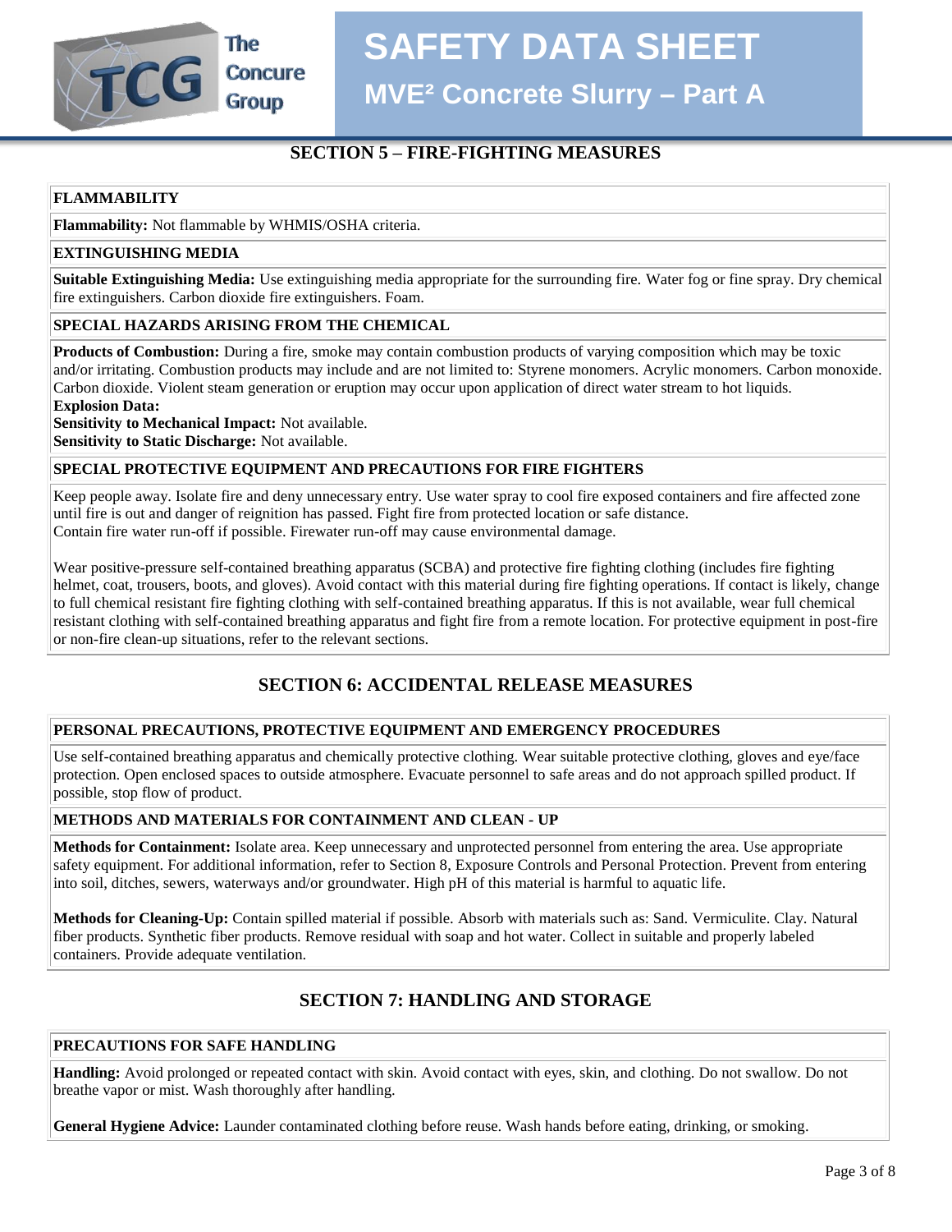## SECTION 5 – FIRE-FIGHTING MEASURES

### FLAMMABILITY

**Flammability:** Not flammable by WHMIS/OSHA criteria.

### EXTINGUISHING MEDIA

**Suitable Extinguishing Media:** Use extinguishing media appropriate for the surrounding fire. Water fog or fine spray. Dry chemical fire extinguishers. Carbon dioxide fire extinguishers. Foam.

### SPECIAL HAZARDS ARISING FROM THE CHEMICAL

**Products of Combustion:** During a fire, smoke may contain combustion products of varying composition which may be toxic and/or irritating. Combustion products may include and are not limited to: Styrene monomers. Acrylic monomers. Carbon monoxide. Carbon dioxide. Violent steam generation or eruption may occur upon application of direct water stream to hot liquids.
**Explosion Data:**
**Sensitivity to Mechanical Impact:** Not available.
**Sensitivity to Static Discharge:** Not available.

### SPECIAL PROTECTIVE EQUIPMENT AND PRECAUTIONS FOR FIRE FIGHTERS

Keep people away. Isolate fire and deny unnecessary entry. Use water spray to cool fire exposed containers and fire affected zone until fire is out and danger of reignition has passed. Fight fire from protected location or safe distance.
Contain fire water run-off if possible. Firewater run-off may cause environmental damage.

Wear positive-pressure self-contained breathing apparatus (SCBA) and protective fire fighting clothing (includes fire fighting helmet, coat, trousers, boots, and gloves). Avoid contact with this material during fire fighting operations. If contact is likely, change to full chemical resistant fire fighting clothing with self-contained breathing apparatus. If this is not available, wear full chemical resistant clothing with self-contained breathing apparatus and fight fire from a remote location. For protective equipment in post-fire or non-fire clean-up situations, refer to the relevant sections.

## SECTION 6: ACCIDENTAL RELEASE MEASURES

### PERSONAL PRECAUTIONS, PROTECTIVE EQUIPMENT AND EMERGENCY PROCEDURES

Use self-contained breathing apparatus and chemically protective clothing. Wear suitable protective clothing, gloves and eye/face protection. Open enclosed spaces to outside atmosphere. Evacuate personnel to safe areas and do not approach spilled product. If possible, stop flow of product.

### METHODS AND MATERIALS FOR CONTAINMENT AND CLEAN - UP

**Methods for Containment:** Isolate area. Keep unnecessary and unprotected personnel from entering the area. Use appropriate safety equipment. For additional information, refer to Section 8, Exposure Controls and Personal Protection. Prevent from entering into soil, ditches, sewers, waterways and/or groundwater. High pH of this material is harmful to aquatic life.

**Methods for Cleaning-Up:** Contain spilled material if possible. Absorb with materials such as: Sand. Vermiculite. Clay. Natural fiber products. Synthetic fiber products. Remove residual with soap and hot water. Collect in suitable and properly labeled containers. Provide adequate ventilation.

## SECTION 7: HANDLING AND STORAGE

### PRECAUTIONS FOR SAFE HANDLING

**Handling:** Avoid prolonged or repeated contact with skin. Avoid contact with eyes, skin, and clothing. Do not swallow. Do not breathe vapor or mist. Wash thoroughly after handling.

**General Hygiene Advice:** Launder contaminated clothing before reuse. Wash hands before eating, drinking, or smoking.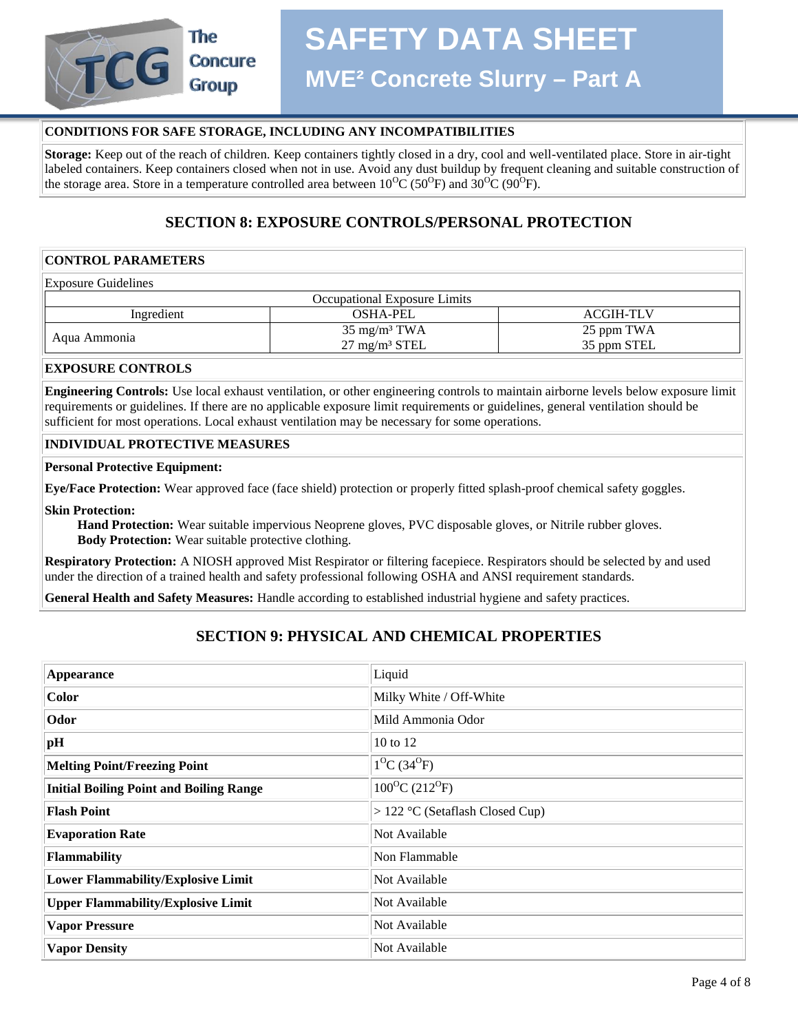### CONDITIONS FOR SAFE STORAGE, INCLUDING ANY INCOMPATIBILITIES

**Storage:** Keep out of the reach of children. Keep containers tightly closed in a dry, cool and well-ventilated place. Store in air-tight labeled containers. Keep containers closed when not in use. Avoid any dust buildup by frequent cleaning and suitable construction of the storage area. Store in a temperature controlled area between 10°C (50°F) and 30°C (90°F).

## SECTION 8: EXPOSURE CONTROLS/PERSONAL PROTECTION

### CONTROL PARAMETERS

Exposure Guidelines

| Occupational Exposure Limits | | |
|---|---|---|
| Ingredient | OSHA-PEL | ACGIH-TLV |
| Aqua Ammonia | 35 mg/m³ TWA<br>27 mg/m³ STEL | 25 ppm TWA<br>35 ppm STEL |

### EXPOSURE CONTROLS

**Engineering Controls:** Use local exhaust ventilation, or other engineering controls to maintain airborne levels below exposure limit requirements or guidelines. If there are no applicable exposure limit requirements or guidelines, general ventilation should be sufficient for most operations. Local exhaust ventilation may be necessary for some operations.

### INDIVIDUAL PROTECTIVE MEASURES

**Personal Protective Equipment:**

**Eye/Face Protection:** Wear approved face (face shield) protection or properly fitted splash-proof chemical safety goggles.

**Skin Protection:**

- **Hand Protection:** Wear suitable impervious Neoprene gloves, PVC disposable gloves, or Nitrile rubber gloves.
- **Body Protection:** Wear suitable protective clothing.

**Respiratory Protection:** A NIOSH approved Mist Respirator or filtering facepiece. Respirators should be selected by and used under the direction of a trained health and safety professional following OSHA and ANSI requirement standards.

**General Health and Safety Measures:** Handle according to established industrial hygiene and safety practices.

## SECTION 9: PHYSICAL AND CHEMICAL PROPERTIES

| Property | Value |
|---|---|
| **Appearance** | Liquid |
| **Color** | Milky White / Off-White |
| **Odor** | Mild Ammonia Odor |
| **pH** | 10 to 12 |
| **Melting Point/Freezing Point** | 1°C (34°F) |
| **Initial Boiling Point and Boiling Range** | 100°C (212°F) |
| **Flash Point** | > 122 °C (Setaflash Closed Cup) |
| **Evaporation Rate** | Not Available |
| **Flammability** | Non Flammable |
| **Lower Flammability/Explosive Limit** | Not Available |
| **Upper Flammability/Explosive Limit** | Not Available |
| **Vapor Pressure** | Not Available |
| **Vapor Density** | Not Available |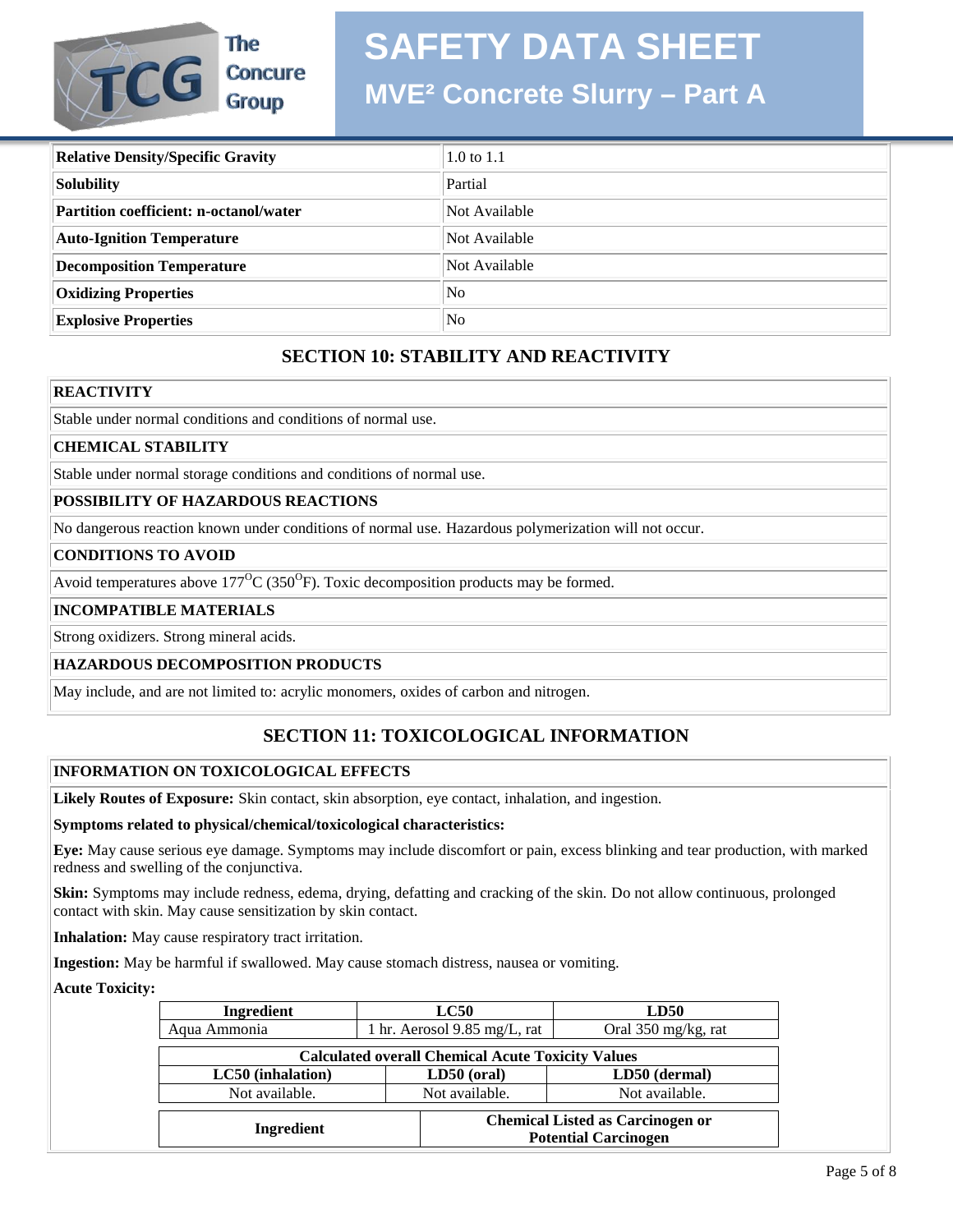| Relative Density/Specific Gravity | 1.0 to 1.1 |
|---|---|
| Solubility | Partial |
| Partition coefficient: n-octanol/water | Not Available |
| Auto-Ignition Temperature | Not Available |
| Decomposition Temperature | Not Available |
| Oxidizing Properties | No |
| Explosive Properties | No |

## SECTION 10: STABILITY AND REACTIVITY

**REACTIVITY**

Stable under normal conditions and conditions of normal use.

**CHEMICAL STABILITY**

Stable under normal storage conditions and conditions of normal use.

**POSSIBILITY OF HAZARDOUS REACTIONS**

No dangerous reaction known under conditions of normal use. Hazardous polymerization will not occur.

**CONDITIONS TO AVOID**

Avoid temperatures above 177$^{O}$C (350$^{O}$F). Toxic decomposition products may be formed.

**INCOMPATIBLE MATERIALS**

Strong oxidizers. Strong mineral acids.

**HAZARDOUS DECOMPOSITION PRODUCTS**

May include, and are not limited to: acrylic monomers, oxides of carbon and nitrogen.

## SECTION 11: TOXICOLOGICAL INFORMATION

**INFORMATION ON TOXICOLOGICAL EFFECTS**

**Likely Routes of Exposure:** Skin contact, skin absorption, eye contact, inhalation, and ingestion.

**Symptoms related to physical/chemical/toxicological characteristics:**

**Eye:** May cause serious eye damage. Symptoms may include discomfort or pain, excess blinking and tear production, with marked redness and swelling of the conjunctiva.

**Skin:** Symptoms may include redness, edema, drying, defatting and cracking of the skin. Do not allow continuous, prolonged contact with skin. May cause sensitization by skin contact.

**Inhalation:** May cause respiratory tract irritation.

**Ingestion:** May be harmful if swallowed. May cause stomach distress, nausea or vomiting.

**Acute Toxicity:**

| Ingredient | LC50 | LD50 |
|---|---|---|
| Aqua Ammonia | 1 hr. Aerosol 9.85 mg/L, rat | Oral 350 mg/kg, rat |

| Calculated overall Chemical Acute Toxicity Values | | |
|---|---|---|
| LC50 (inhalation) | LD50 (oral) | LD50 (dermal) |
| Not available. | Not available. | Not available. |

| Ingredient | Chemical Listed as Carcinogen or Potential Carcinogen |
|---|---|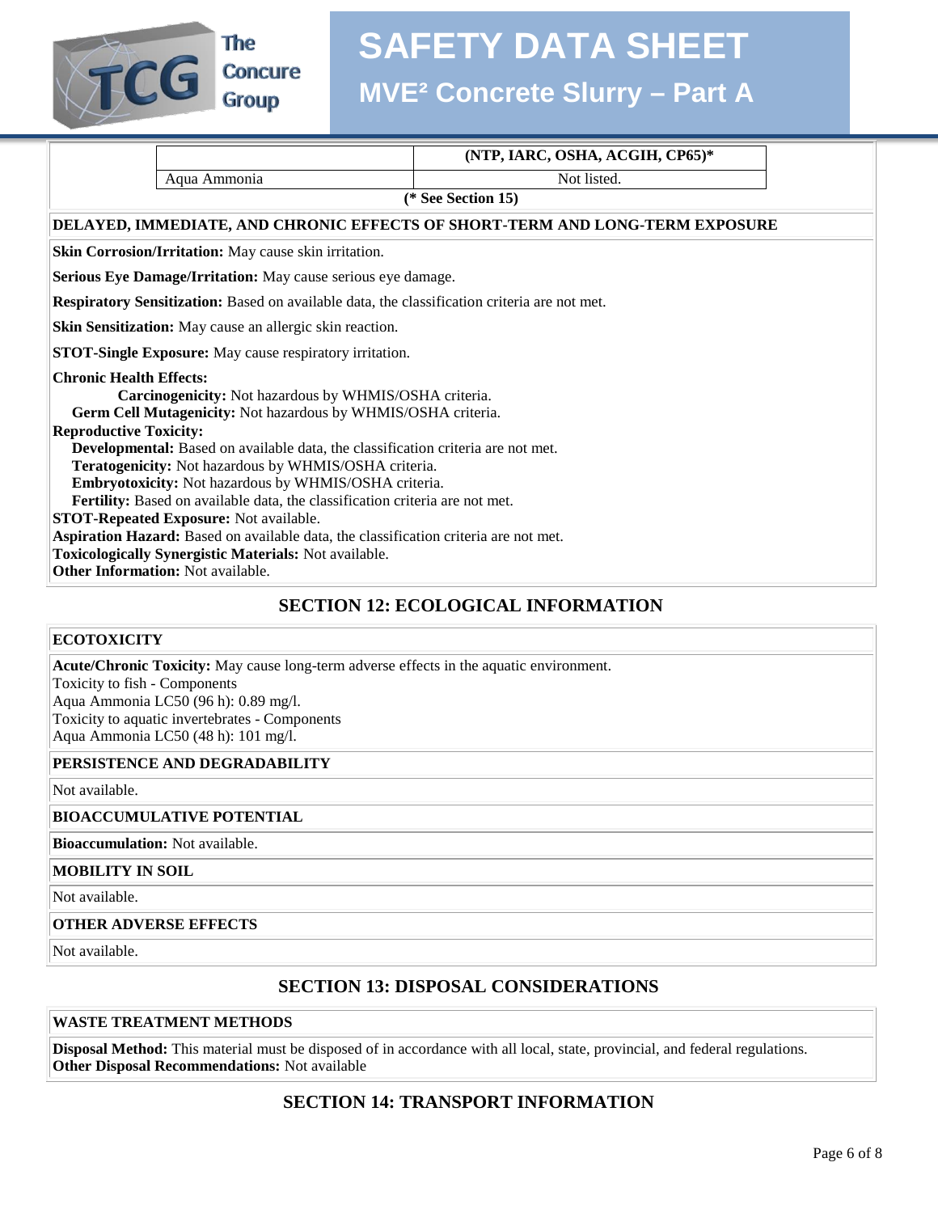| | (NTP, IARC, OSHA, ACGIH, CP65)* |
|---|---|
| Aqua Ammonia | Not listed. |

(* See Section 15)

**DELAYED, IMMEDIATE, AND CHRONIC EFFECTS OF SHORT-TERM AND LONG-TERM EXPOSURE**

**Skin Corrosion/Irritation:** May cause skin irritation.

**Serious Eye Damage/Irritation:** May cause serious eye damage.

**Respiratory Sensitization:** Based on available data, the classification criteria are not met.

**Skin Sensitization:** May cause an allergic skin reaction.

**STOT-Single Exposure:** May cause respiratory irritation.

**Chronic Health Effects:**
**Carcinogenicity:** Not hazardous by WHMIS/OSHA criteria.
**Germ Cell Mutagenicity:** Not hazardous by WHMIS/OSHA criteria.
**Reproductive Toxicity:**
**Developmental:** Based on available data, the classification criteria are not met.
**Teratogenicity:** Not hazardous by WHMIS/OSHA criteria.
**Embryotoxicity:** Not hazardous by WHMIS/OSHA criteria.
**Fertility:** Based on available data, the classification criteria are not met.
**STOT-Repeated Exposure:** Not available.
**Aspiration Hazard:** Based on available data, the classification criteria are not met.
**Toxicologically Synergistic Materials:** Not available.
**Other Information:** Not available.

## SECTION 12: ECOLOGICAL INFORMATION

**ECOTOXICITY**

**Acute/Chronic Toxicity:** May cause long-term adverse effects in the aquatic environment.
Toxicity to fish - Components
Aqua Ammonia LC50 (96 h): 0.89 mg/l.
Toxicity to aquatic invertebrates - Components
Aqua Ammonia LC50 (48 h): 101 mg/l.

**PERSISTENCE AND DEGRADABILITY**

Not available.

**BIOACCUMULATIVE POTENTIAL**

**Bioaccumulation:** Not available.

**MOBILITY IN SOIL**

Not available.

**OTHER ADVERSE EFFECTS**

Not available.

## SECTION 13: DISPOSAL CONSIDERATIONS

**WASTE TREATMENT METHODS**

**Disposal Method:** This material must be disposed of in accordance with all local, state, provincial, and federal regulations.
**Other Disposal Recommendations:** Not available

## SECTION 14: TRANSPORT INFORMATION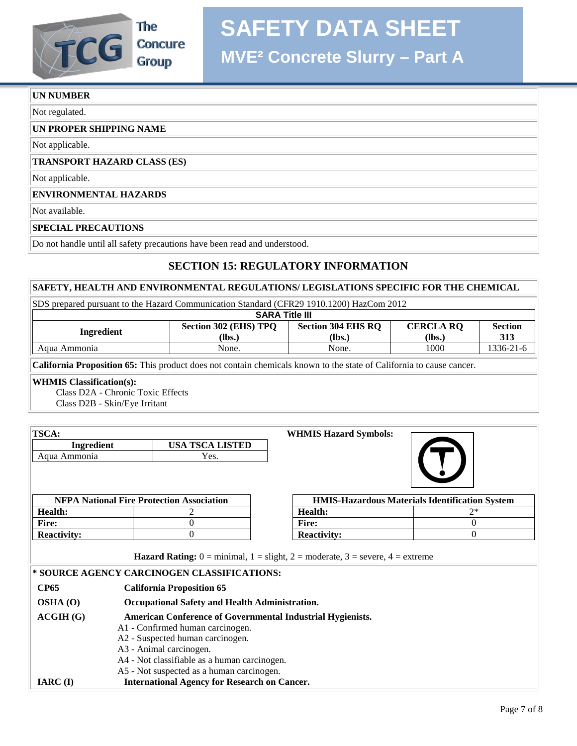**UN NUMBER**

Not regulated.

**UN PROPER SHIPPING NAME**

Not applicable.

**TRANSPORT HAZARD CLASS (ES)**

Not applicable.

**ENVIRONMENTAL HAZARDS**

Not available.

**SPECIAL PRECAUTIONS**

Do not handle until all safety precautions have been read and understood.

## SECTION 15: REGULATORY INFORMATION

**SAFETY, HEALTH AND ENVIRONMENTAL REGULATIONS/ LEGISLATIONS SPECIFIC FOR THE CHEMICAL**

SDS prepared pursuant to the Hazard Communication Standard (CFR29 1910.1200) HazCom 2012

**SARA Title III**

| Ingredient | Section 302 (EHS) TPQ (lbs.) | Section 304 EHS RQ (lbs.) | CERCLA RQ (lbs.) | Section 313 |
|---|---|---|---|---|
| Aqua Ammonia | None. | None. | 1000 | 1336-21-6 |

**California Proposition 65:** This product does not contain chemicals known to the state of California to cause cancer.

**WHMIS Classification(s):**

Class D2A - Chronic Toxic Effects
Class D2B - Skin/Eye Irritant

**TSCA:**

| Ingredient | USA TSCA LISTED |
|---|---|
| Aqua Ammonia | Yes. |

**WHMIS Hazard Symbols:**

| NFPA National Fire Protection Association | |
|---|---|
| Health: | 2 |
| Fire: | 0 |
| Reactivity: | 0 |

| HMIS-Hazardous Materials Identification System | |
|---|---|
| Health: | 2* |
| Fire: | 0 |
| Reactivity: | 0 |

**Hazard Rating:** 0 = minimal, 1 = slight, 2 = moderate, 3 = severe, 4 = extreme

**\* SOURCE AGENCY CARCINOGEN CLASSIFICATIONS:**

**CP65** — **California Proposition 65**

**OSHA (O)** — **Occupational Safety and Health Administration.**

**ACGIH (G)** — **American Conference of Governmental Industrial Hygienists.**

- A1 - Confirmed human carcinogen.
- A2 - Suspected human carcinogen.
- A3 - Animal carcinogen.
- A4 - Not classifiable as a human carcinogen.
- A5 - Not suspected as a human carcinogen.

**IARC (I)** — **International Agency for Research on Cancer.**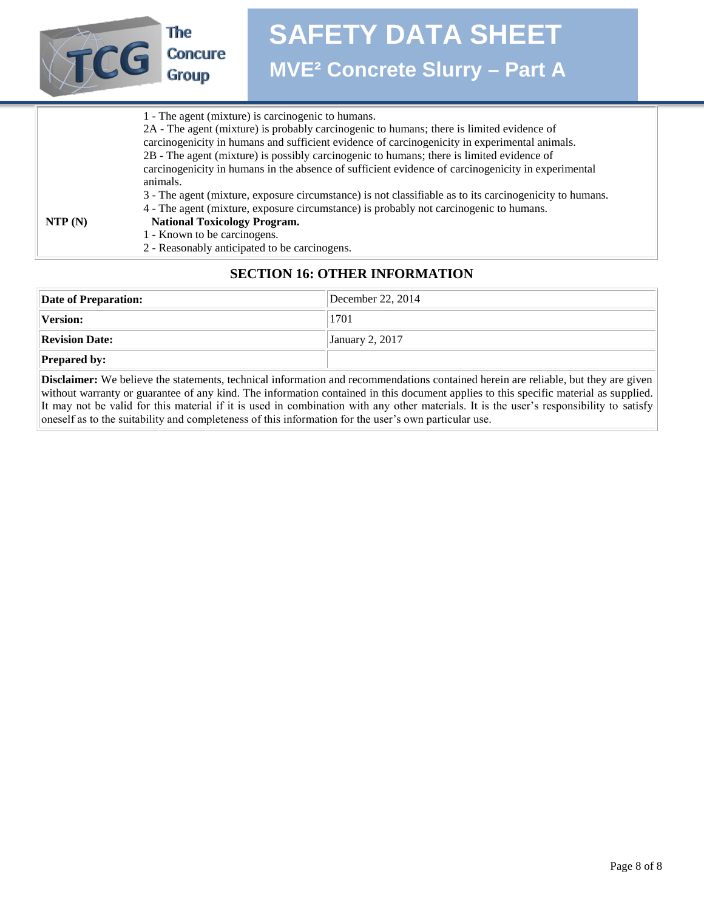| | |
|---|---|
| | 1 - The agent (mixture) is carcinogenic to humans.<br>2A - The agent (mixture) is probably carcinogenic to humans; there is limited evidence of carcinogenicity in humans and sufficient evidence of carcinogenicity in experimental animals.<br>2B - The agent (mixture) is possibly carcinogenic to humans; there is limited evidence of carcinogenicity in humans in the absence of sufficient evidence of carcinogenicity in experimental animals.<br>3 - The agent (mixture, exposure circumstance) is not classifiable as to its carcinogenicity to humans.<br>4 - The agent (mixture, exposure circumstance) is probably not carcinogenic to humans. |
| **NTP (N)** | **National Toxicology Program.**<br>1 - Known to be carcinogens.<br>2 - Reasonably anticipated to be carcinogens. |

## SECTION 16: OTHER INFORMATION

| | |
|---|---|
| **Date of Preparation:** | December 22, 2014 |
| **Version:** | 1701 |
| **Revision Date:** | January 2, 2017 |
| **Prepared by:** | |

**Disclaimer:** We believe the statements, technical information and recommendations contained herein are reliable, but they are given without warranty or guarantee of any kind. The information contained in this document applies to this specific material as supplied. It may not be valid for this material if it is used in combination with any other materials. It is the user's responsibility to satisfy oneself as to the suitability and completeness of this information for the user's own particular use.